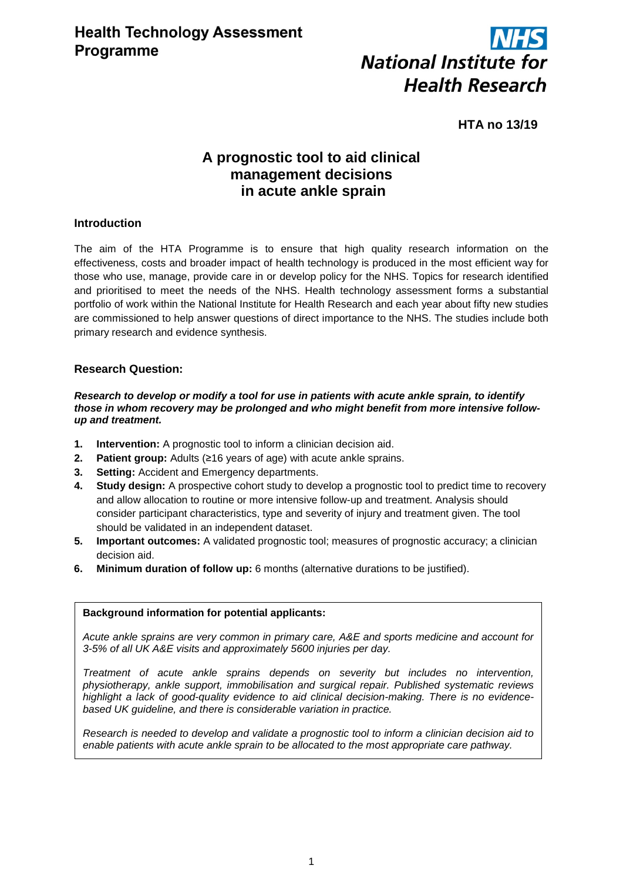**Health Technology Assessment Programme**

**NHS National Institute for Health Research**

**HTA no 13/19**

# A prognostic tool to aid clinical management decisions in acute ankle sprain

## Introduction

The aim of the HTA Programme is to ensure that high quality research information on the effectiveness, costs and broader impact of health technology is produced in the most efficient way for those who use, manage, provide care in or develop policy for the NHS. Topics for research identified and prioritised to meet the needs of the NHS. Health technology assessment forms a substantial portfolio of work within the National Institute for Health Research and each year about fifty new studies are commissioned to help answer questions of direct importance to the NHS. The studies include both primary research and evidence synthesis.

## Research Question:

***Research to develop or modify a tool for use in patients with acute ankle sprain, to identify those in whom recovery may be prolonged and who might benefit from more intensive follow-up and treatment.***

1. **Intervention:** A prognostic tool to inform a clinician decision aid.
2. **Patient group:** Adults (≥16 years of age) with acute ankle sprains.
3. **Setting:** Accident and Emergency departments.
4. **Study design:** A prospective cohort study to develop a prognostic tool to predict time to recovery and allow allocation to routine or more intensive follow-up and treatment. Analysis should consider participant characteristics, type and severity of injury and treatment given. The tool should be validated in an independent dataset.
5. **Important outcomes:** A validated prognostic tool; measures of prognostic accuracy; a clinician decision aid.
6. **Minimum duration of follow up:** 6 months (alternative durations to be justified).

**Background information for potential applicants:**

*Acute ankle sprains are very common in primary care, A&E and sports medicine and account for 3-5% of all UK A&E visits and approximately 5600 injuries per day.*

*Treatment of acute ankle sprains depends on severity but includes no intervention, physiotherapy, ankle support, immobilisation and surgical repair. Published systematic reviews highlight a lack of good-quality evidence to aid clinical decision-making. There is no evidence-based UK guideline, and there is considerable variation in practice.*

*Research is needed to develop and validate a prognostic tool to inform a clinician decision aid to enable patients with acute ankle sprain to be allocated to the most appropriate care pathway.*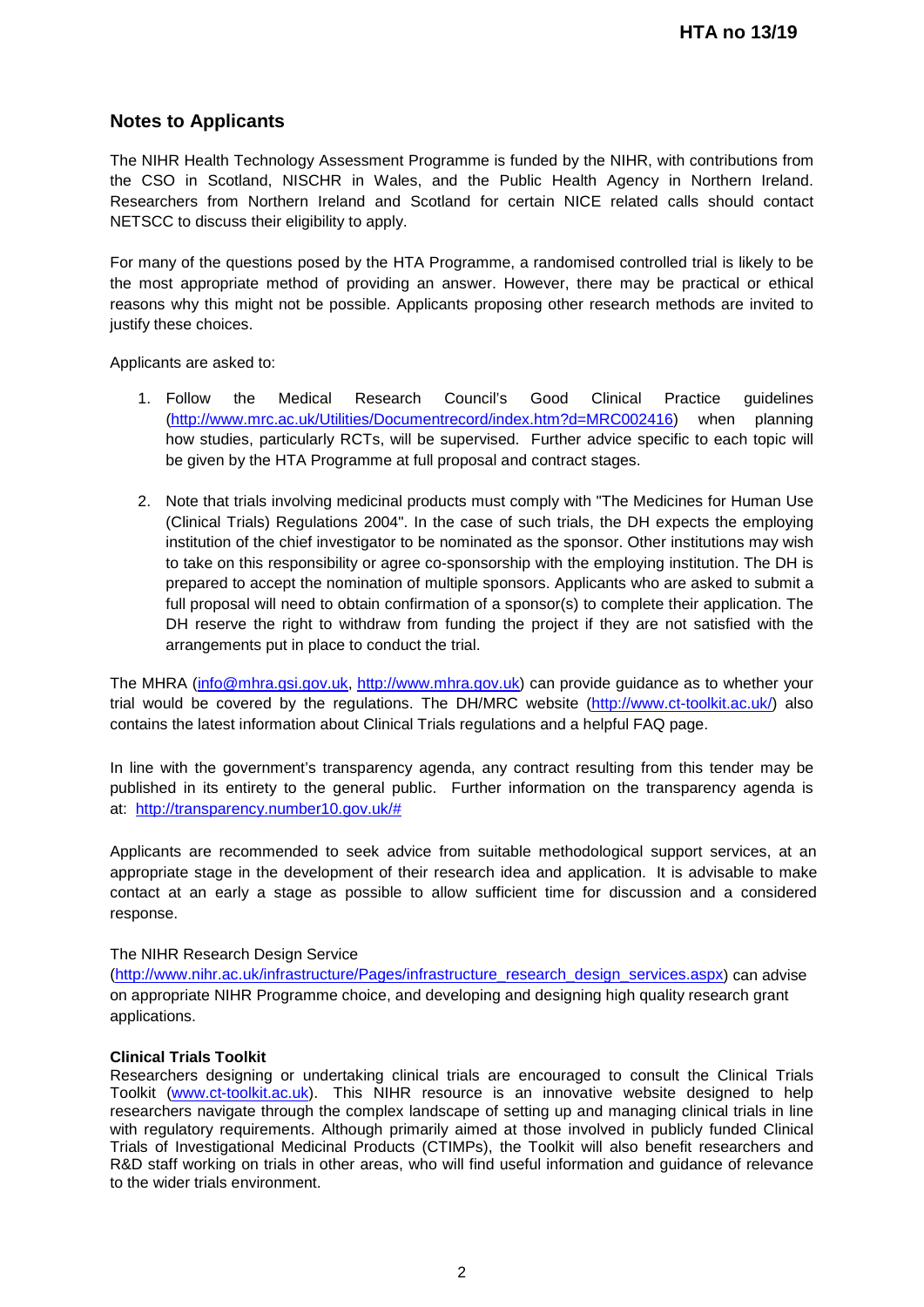## Notes to Applicants

The NIHR Health Technology Assessment Programme is funded by the NIHR, with contributions from the CSO in Scotland, NISCHR in Wales, and the Public Health Agency in Northern Ireland. Researchers from Northern Ireland and Scotland for certain NICE related calls should contact NETSCC to discuss their eligibility to apply.

For many of the questions posed by the HTA Programme, a randomised controlled trial is likely to be the most appropriate method of providing an answer. However, there may be practical or ethical reasons why this might not be possible. Applicants proposing other research methods are invited to justify these choices.

Applicants are asked to:

1. Follow the Medical Research Council's Good Clinical Practice guidelines (http://www.mrc.ac.uk/Utilities/Documentrecord/index.htm?d=MRC002416) when planning how studies, particularly RCTs, will be supervised. Further advice specific to each topic will be given by the HTA Programme at full proposal and contract stages.

2. Note that trials involving medicinal products must comply with "The Medicines for Human Use (Clinical Trials) Regulations 2004". In the case of such trials, the DH expects the employing institution of the chief investigator to be nominated as the sponsor. Other institutions may wish to take on this responsibility or agree co-sponsorship with the employing institution. The DH is prepared to accept the nomination of multiple sponsors. Applicants who are asked to submit a full proposal will need to obtain confirmation of a sponsor(s) to complete their application. The DH reserve the right to withdraw from funding the project if they are not satisfied with the arrangements put in place to conduct the trial.

The MHRA (info@mhra.gsi.gov.uk, http://www.mhra.gov.uk) can provide guidance as to whether your trial would be covered by the regulations. The DH/MRC website (http://www.ct-toolkit.ac.uk/) also contains the latest information about Clinical Trials regulations and a helpful FAQ page.

In line with the government's transparency agenda, any contract resulting from this tender may be published in its entirety to the general public. Further information on the transparency agenda is at: http://transparency.number10.gov.uk/#

Applicants are recommended to seek advice from suitable methodological support services, at an appropriate stage in the development of their research idea and application. It is advisable to make contact at an early a stage as possible to allow sufficient time for discussion and a considered response.

The NIHR Research Design Service (http://www.nihr.ac.uk/infrastructure/Pages/infrastructure_research_design_services.aspx) can advise on appropriate NIHR Programme choice, and developing and designing high quality research grant applications.

**Clinical Trials Toolkit**

Researchers designing or undertaking clinical trials are encouraged to consult the Clinical Trials Toolkit (www.ct-toolkit.ac.uk). This NIHR resource is an innovative website designed to help researchers navigate through the complex landscape of setting up and managing clinical trials in line with regulatory requirements. Although primarily aimed at those involved in publicly funded Clinical Trials of Investigational Medicinal Products (CTIMPs), the Toolkit will also benefit researchers and R&D staff working on trials in other areas, who will find useful information and guidance of relevance to the wider trials environment.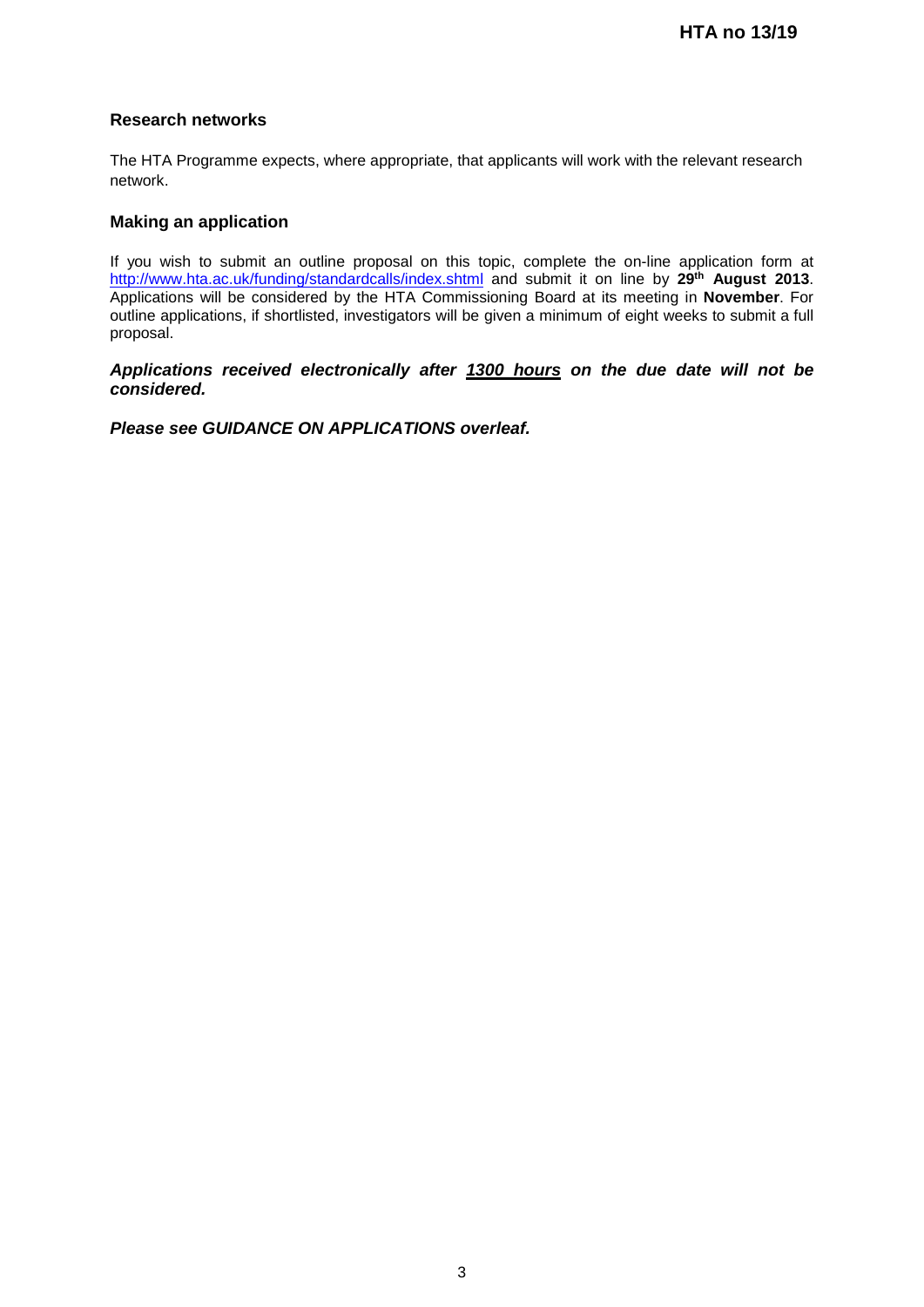## Research networks

The HTA Programme expects, where appropriate, that applicants will work with the relevant research network.

## Making an application

If you wish to submit an outline proposal on this topic, complete the on-line application form at http://www.hta.ac.uk/funding/standardcalls/index.shtml and submit it on line by **29th August 2013**. Applications will be considered by the HTA Commissioning Board at its meeting in **November**. For outline applications, if shortlisted, investigators will be given a minimum of eight weeks to submit a full proposal.

***Applications received electronically after 1300 hours on the due date will not be considered.***

***Please see GUIDANCE ON APPLICATIONS overleaf.***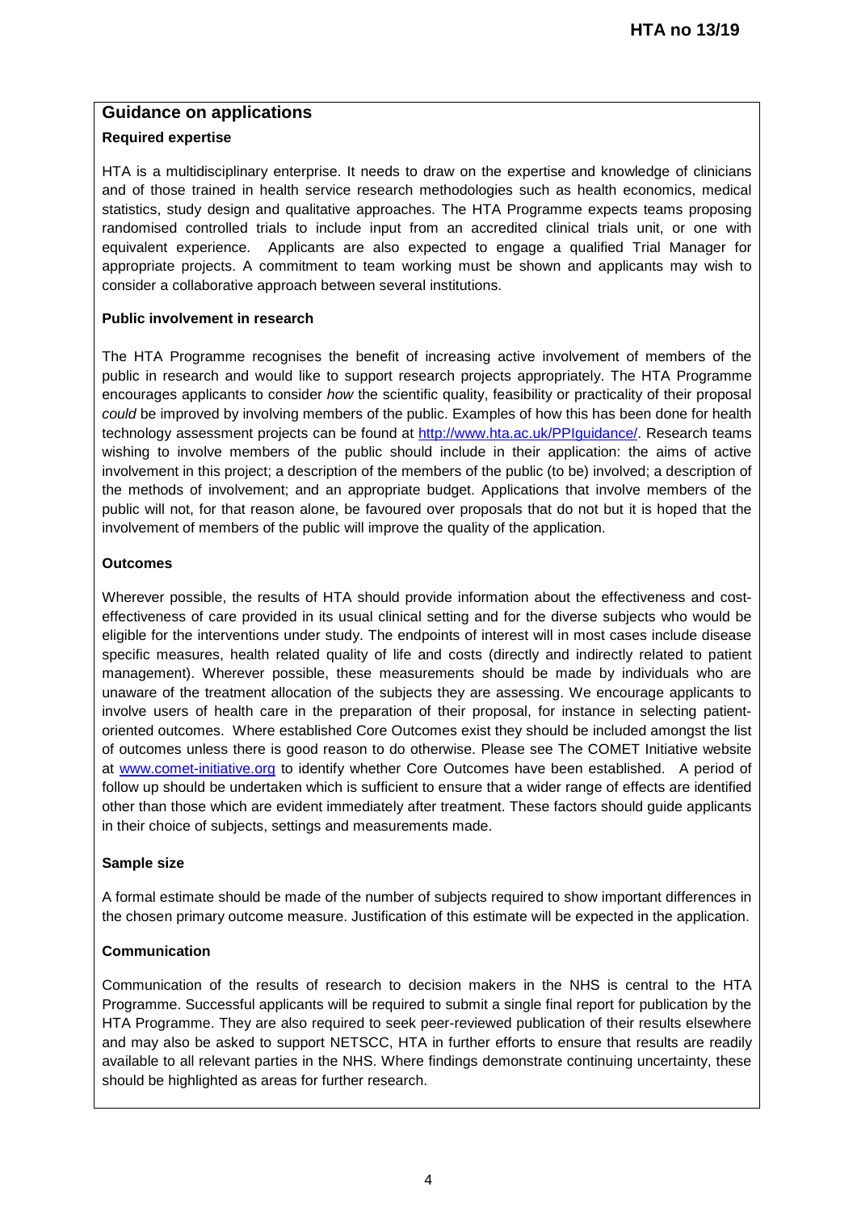## Guidance on applications

### Required expertise

HTA is a multidisciplinary enterprise. It needs to draw on the expertise and knowledge of clinicians and of those trained in health service research methodologies such as health economics, medical statistics, study design and qualitative approaches. The HTA Programme expects teams proposing randomised controlled trials to include input from an accredited clinical trials unit, or one with equivalent experience. Applicants are also expected to engage a qualified Trial Manager for appropriate projects. A commitment to team working must be shown and applicants may wish to consider a collaborative approach between several institutions.

### Public involvement in research

The HTA Programme recognises the benefit of increasing active involvement of members of the public in research and would like to support research projects appropriately. The HTA Programme encourages applicants to consider *how* the scientific quality, feasibility or practicality of their proposal *could* be improved by involving members of the public. Examples of how this has been done for health technology assessment projects can be found at [http://www.hta.ac.uk/PPIguidance/](http://www.hta.ac.uk/PPIguidance/). Research teams wishing to involve members of the public should include in their application: the aims of active involvement in this project; a description of the members of the public (to be) involved; a description of the methods of involvement; and an appropriate budget. Applications that involve members of the public will not, for that reason alone, be favoured over proposals that do not but it is hoped that the involvement of members of the public will improve the quality of the application.

### Outcomes

Wherever possible, the results of HTA should provide information about the effectiveness and cost-effectiveness of care provided in its usual clinical setting and for the diverse subjects who would be eligible for the interventions under study. The endpoints of interest will in most cases include disease specific measures, health related quality of life and costs (directly and indirectly related to patient management). Wherever possible, these measurements should be made by individuals who are unaware of the treatment allocation of the subjects they are assessing. We encourage applicants to involve users of health care in the preparation of their proposal, for instance in selecting patient-oriented outcomes. Where established Core Outcomes exist they should be included amongst the list of outcomes unless there is good reason to do otherwise. Please see The COMET Initiative website at [www.comet-initiative.org](http://www.comet-initiative.org) to identify whether Core Outcomes have been established. A period of follow up should be undertaken which is sufficient to ensure that a wider range of effects are identified other than those which are evident immediately after treatment. These factors should guide applicants in their choice of subjects, settings and measurements made.

### Sample size

A formal estimate should be made of the number of subjects required to show important differences in the chosen primary outcome measure. Justification of this estimate will be expected in the application.

### Communication

Communication of the results of research to decision makers in the NHS is central to the HTA Programme. Successful applicants will be required to submit a single final report for publication by the HTA Programme. They are also required to seek peer-reviewed publication of their results elsewhere and may also be asked to support NETSCC, HTA in further efforts to ensure that results are readily available to all relevant parties in the NHS. Where findings demonstrate continuing uncertainty, these should be highlighted as areas for further research.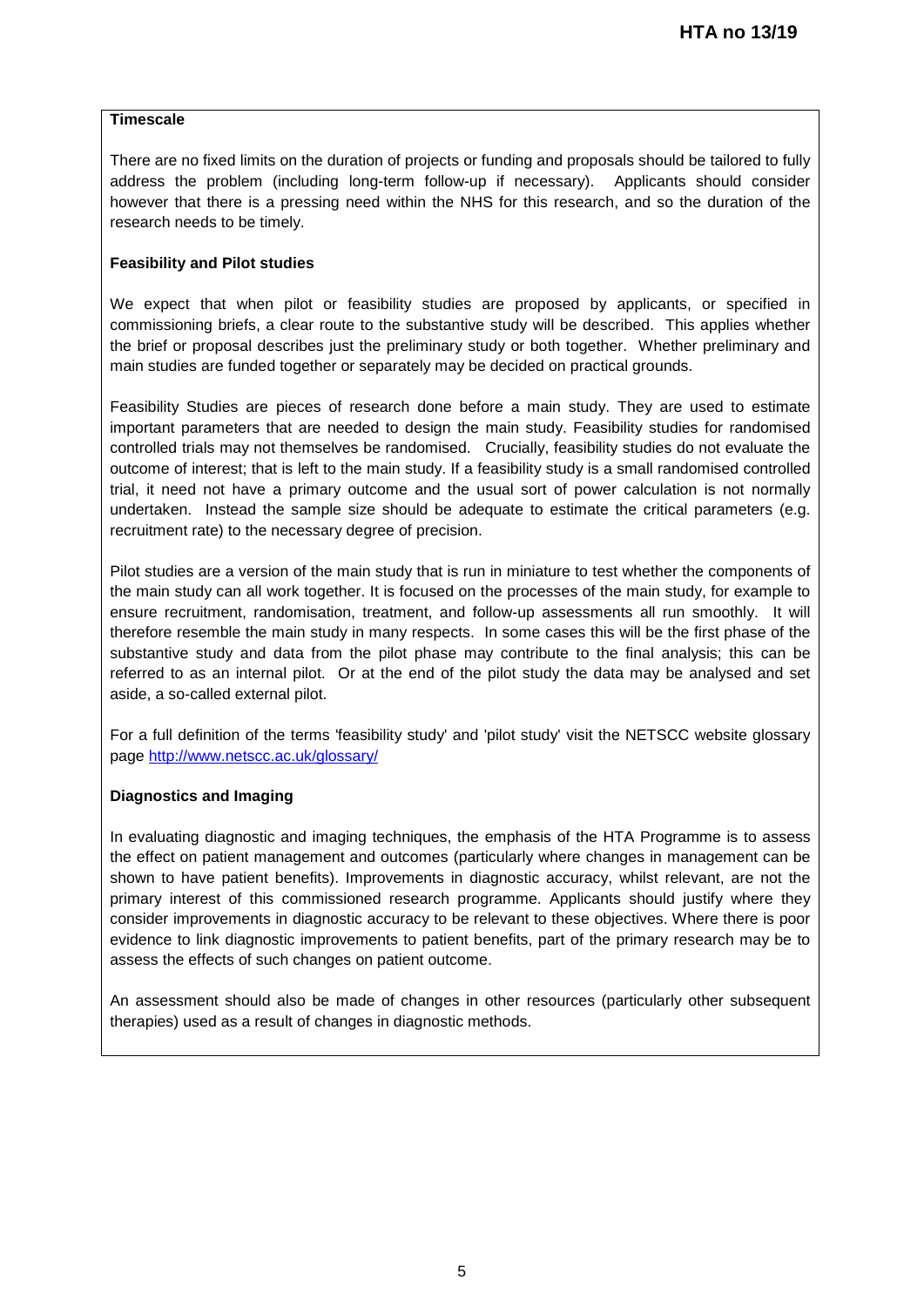**Timescale**

There are no fixed limits on the duration of projects or funding and proposals should be tailored to fully address the problem (including long-term follow-up if necessary). Applicants should consider however that there is a pressing need within the NHS for this research, and so the duration of the research needs to be timely.

**Feasibility and Pilot studies**

We expect that when pilot or feasibility studies are proposed by applicants, or specified in commissioning briefs, a clear route to the substantive study will be described. This applies whether the brief or proposal describes just the preliminary study or both together. Whether preliminary and main studies are funded together or separately may be decided on practical grounds.

Feasibility Studies are pieces of research done before a main study. They are used to estimate important parameters that are needed to design the main study. Feasibility studies for randomised controlled trials may not themselves be randomised. Crucially, feasibility studies do not evaluate the outcome of interest; that is left to the main study. If a feasibility study is a small randomised controlled trial, it need not have a primary outcome and the usual sort of power calculation is not normally undertaken. Instead the sample size should be adequate to estimate the critical parameters (e.g. recruitment rate) to the necessary degree of precision.

Pilot studies are a version of the main study that is run in miniature to test whether the components of the main study can all work together. It is focused on the processes of the main study, for example to ensure recruitment, randomisation, treatment, and follow-up assessments all run smoothly. It will therefore resemble the main study in many respects. In some cases this will be the first phase of the substantive study and data from the pilot phase may contribute to the final analysis; this can be referred to as an internal pilot. Or at the end of the pilot study the data may be analysed and set aside, a so-called external pilot.

For a full definition of the terms 'feasibility study' and 'pilot study' visit the NETSCC website glossary page [http://www.netscc.ac.uk/glossary/](http://www.netscc.ac.uk/glossary/)

**Diagnostics and Imaging**

In evaluating diagnostic and imaging techniques, the emphasis of the HTA Programme is to assess the effect on patient management and outcomes (particularly where changes in management can be shown to have patient benefits). Improvements in diagnostic accuracy, whilst relevant, are not the primary interest of this commissioned research programme. Applicants should justify where they consider improvements in diagnostic accuracy to be relevant to these objectives. Where there is poor evidence to link diagnostic improvements to patient benefits, part of the primary research may be to assess the effects of such changes on patient outcome.

An assessment should also be made of changes in other resources (particularly other subsequent therapies) used as a result of changes in diagnostic methods.